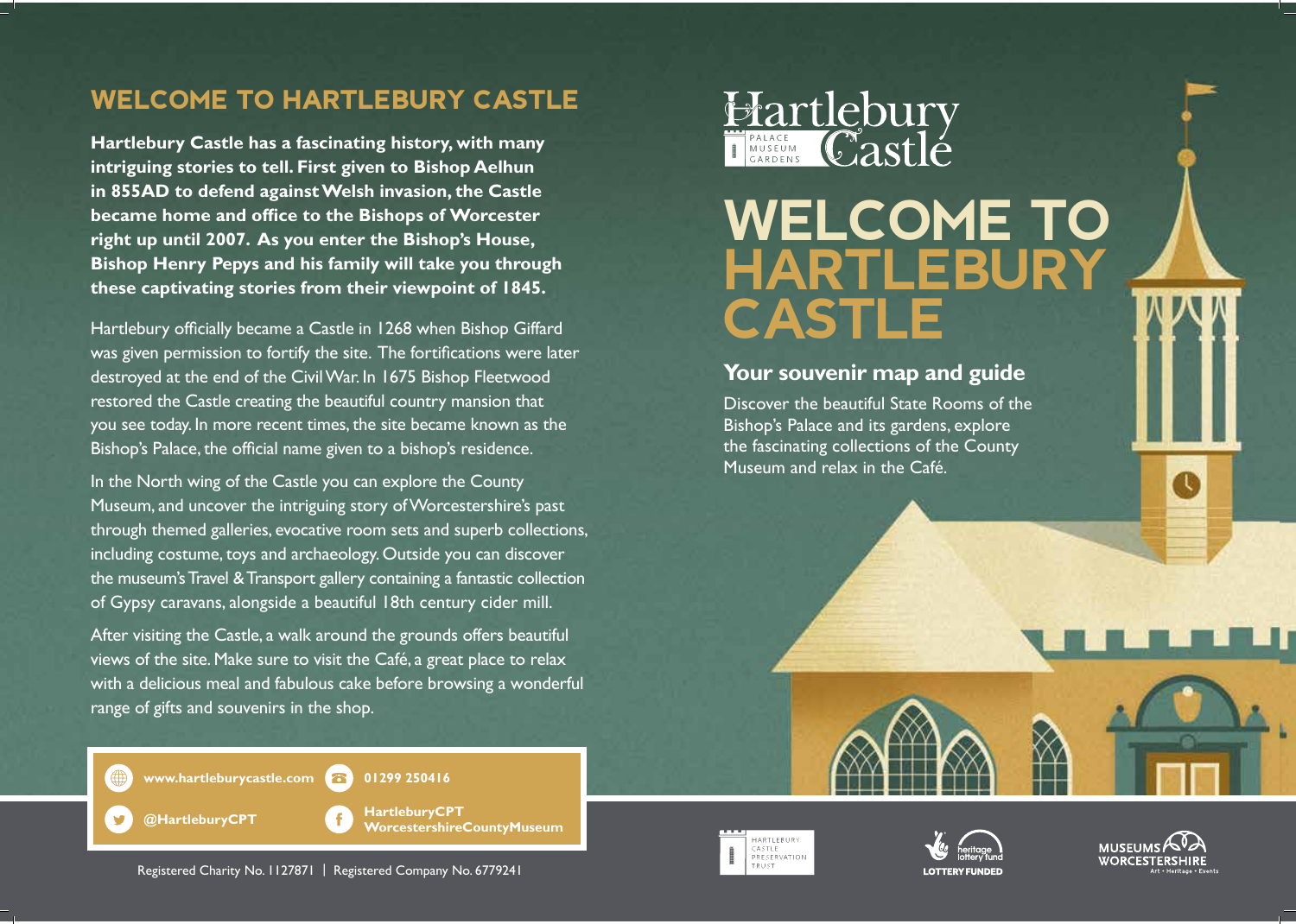# WELCOME TO HARTLEBURY CASTLE

**Hartlebury Castle has a fascinating history, with many intriguing stories to tell. First given to Bishop Aelhun in 855AD to defend against Welsh invasion, the Castle became home and office to the Bishops of Worcester right up until 2007. As you enter the Bishop's House, Bishop Henry Pepys and his family will take you through these captivating stories from their viewpoint of 1845.**

Hartlebury officially became a Castle in 1268 when Bishop Giffard was given permission to fortify the site. The fortifications were later destroyed at the end of the Civil War. In 1675 Bishop Fleetwood restored the Castle creating the beautiful country mansion that you see today. In more recent times, the site became known as the Bishop's Palace, the official name given to a bishop's residence.

In the North wing of the Castle you can explore the County Museum, and uncover the intriguing story of Worcestershire's past through themed galleries, evocative room sets and superb collections, including costume, toys and archaeology. Outside you can discover the museum's Travel & Transport gallery containing a fantastic collection of Gypsy caravans, alongside a beautiful 18th century cider mill.

After visiting the Castle, a walk around the grounds offers beautiful views of the site. Make sure to visit the Café, a great place to relax with a delicious meal and fabulous cake before browsing a wonderful range of gifts and souvenirs in the shop.

**www.hartleburycastle.com** | **01299 250416**

**@HartleburyCPT** | **HartleburyCPT WorcestershireCountyMuseum**

Registered Charity No. 1127871 | Registered Company No. 6779241

Hartlebury Castle
PALACE MUSEUM GARDENS

# WELCOME TO HARTLEBURY CASTLE

## Your souvenir map and guide

Discover the beautiful State Rooms of the Bishop's Palace and its gardens, explore the fascinating collections of the County Museum and relax in the Café.

HARTLEBURY CASTLE PRESERVATION TRUST

heritage lottery fund LOTTERY FUNDED

MUSEUMS WORCESTERSHIRE
Art • Heritage • Events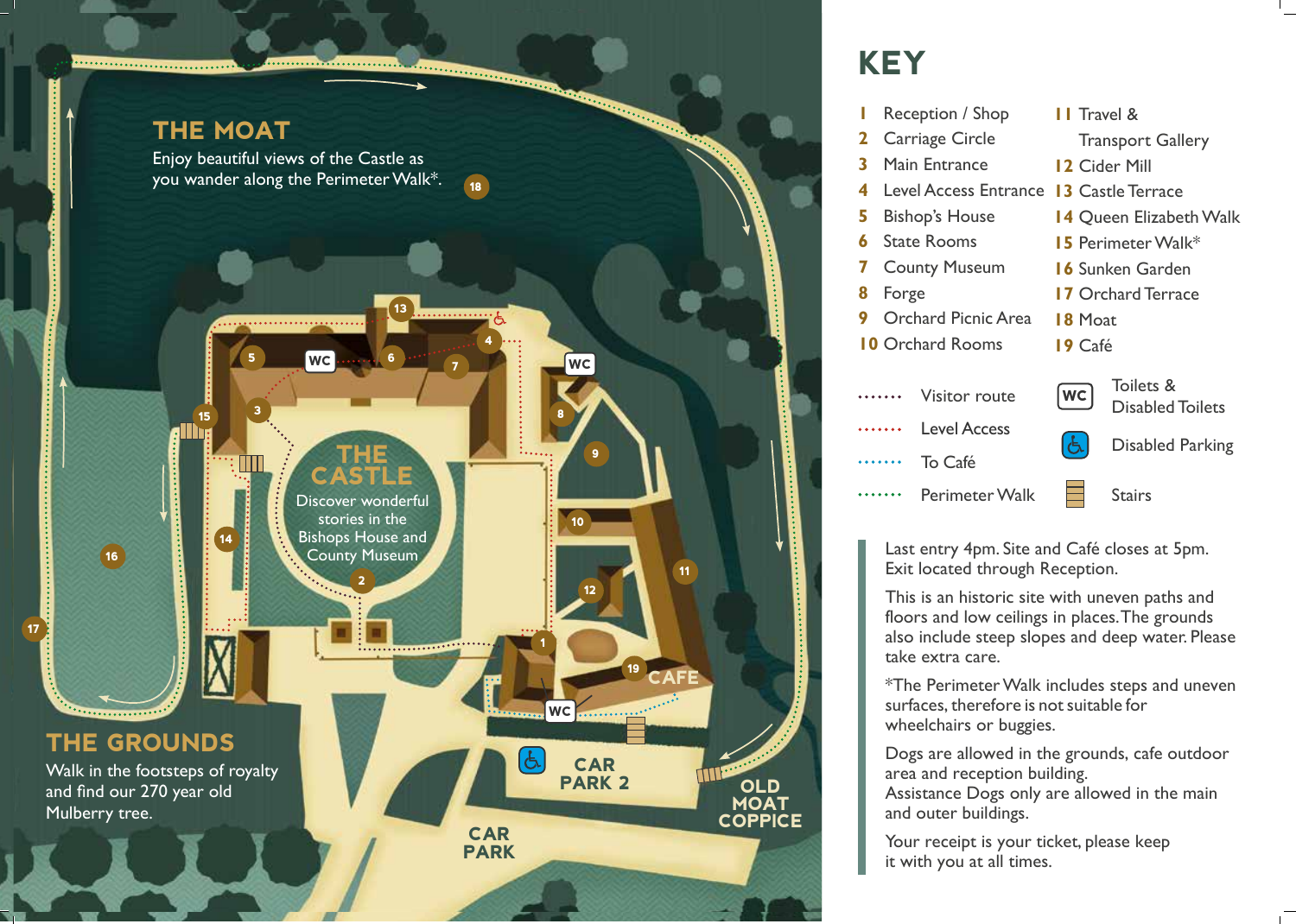## THE MOAT

Enjoy beautiful views of the Castle as you wander along the Perimeter Walk*.

## THE CASTLE

Discover wonderful stories in the Bishops House and County Museum

## THE GROUNDS

Walk in the footsteps of royalty and find our 270 year old Mulberry tree.

CAFE

CAR PARK 2

CAR PARK

OLD MOAT COPPICE

# KEY

1 Reception / Shop
2 Carriage Circle
3 Main Entrance
4 Level Access Entrance
5 Bishop's House
6 State Rooms
7 County Museum
8 Forge
9 Orchard Picnic Area
10 Orchard Rooms
11 Travel & Transport Gallery
12 Cider Mill
13 Castle Terrace
14 Queen Elizabeth Walk
15 Perimeter Walk*
16 Sunken Garden
17 Orchard Terrace
18 Moat
19 Café

Visitor route
Level Access
To Café
Perimeter Walk

WC Toilets & Disabled Toilets
Disabled Parking
Stairs

Last entry 4pm. Site and Café closes at 5pm. Exit located through Reception.

This is an historic site with uneven paths and floors and low ceilings in places. The grounds also include steep slopes and deep water. Please take extra care.

*The Perimeter Walk includes steps and uneven surfaces, therefore is not suitable for wheelchairs or buggies.

Dogs are allowed in the grounds, cafe outdoor area and reception building.
Assistance Dogs only are allowed in the main and outer buildings.

Your receipt is your ticket, please keep it with you at all times.